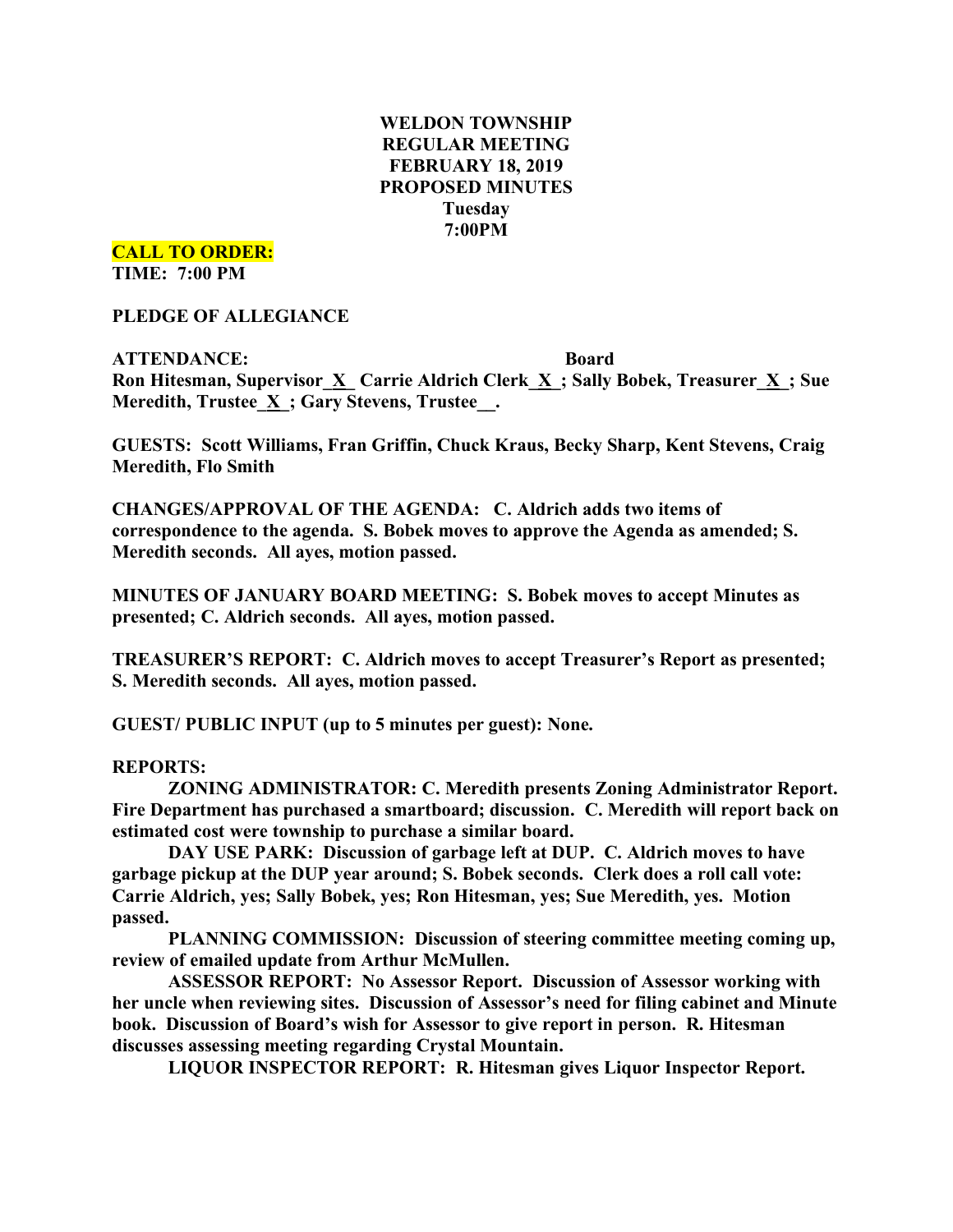# WELDON TOWNSHIP
# REGULAR MEETING
# FEBRUARY 18, 2019
# PROPOSED MINUTES
# Tuesday
# 7:00PM

**CALL TO ORDER:**
**TIME: 7:00 PM**

**PLEDGE OF ALLEGIANCE**

**ATTENDANCE: Board**
**Ron Hitesman, Supervisor_X_ Carrie Aldrich Clerk_X_; Sally Bobek, Treasurer_X_; Sue Meredith, Trustee_X_; Gary Stevens, Trustee__.**

**GUESTS: Scott Williams, Fran Griffin, Chuck Kraus, Becky Sharp, Kent Stevens, Craig Meredith, Flo Smith**

**CHANGES/APPROVAL OF THE AGENDA: C. Aldrich adds two items of correspondence to the agenda. S. Bobek moves to approve the Agenda as amended; S. Meredith seconds. All ayes, motion passed.**

**MINUTES OF JANUARY BOARD MEETING: S. Bobek moves to accept Minutes as presented; C. Aldrich seconds. All ayes, motion passed.**

**TREASURER'S REPORT: C. Aldrich moves to accept Treasurer's Report as presented; S. Meredith seconds. All ayes, motion passed.**

**GUEST/ PUBLIC INPUT (up to 5 minutes per guest): None.**

**REPORTS:**

**ZONING ADMINISTRATOR: C. Meredith presents Zoning Administrator Report. Fire Department has purchased a smartboard; discussion. C. Meredith will report back on estimated cost were township to purchase a similar board.**

**DAY USE PARK: Discussion of garbage left at DUP. C. Aldrich moves to have garbage pickup at the DUP year around; S. Bobek seconds. Clerk does a roll call vote: Carrie Aldrich, yes; Sally Bobek, yes; Ron Hitesman, yes; Sue Meredith, yes. Motion passed.**

**PLANNING COMMISSION: Discussion of steering committee meeting coming up, review of emailed update from Arthur McMullen.**

**ASSESSOR REPORT: No Assessor Report. Discussion of Assessor working with her uncle when reviewing sites. Discussion of Assessor's need for filing cabinet and Minute book. Discussion of Board's wish for Assessor to give report in person. R. Hitesman discusses assessing meeting regarding Crystal Mountain.**

**LIQUOR INSPECTOR REPORT: R. Hitesman gives Liquor Inspector Report.**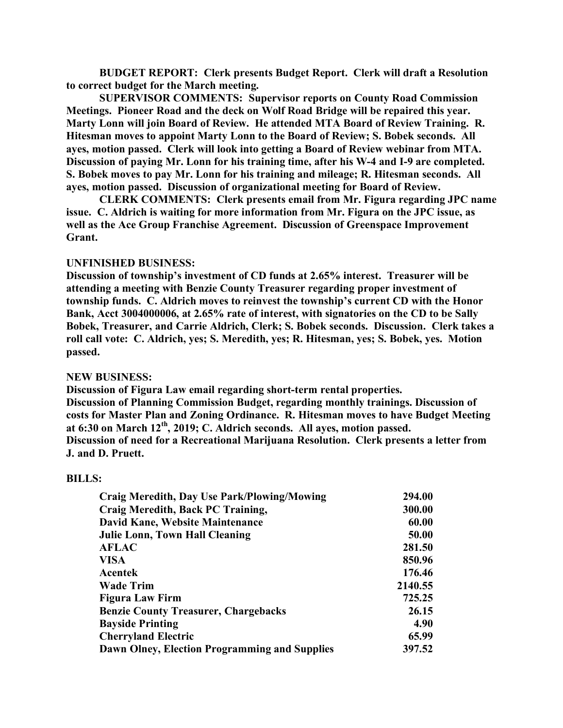**BUDGET REPORT: Clerk presents Budget Report. Clerk will draft a Resolution to correct budget for the March meeting.**

**SUPERVISOR COMMENTS: Supervisor reports on County Road Commission Meetings. Pioneer Road and the deck on Wolf Road Bridge will be repaired this year. Marty Lonn will join Board of Review. He attended MTA Board of Review Training. R. Hitesman moves to appoint Marty Lonn to the Board of Review; S. Bobek seconds. All ayes, motion passed. Clerk will look into getting a Board of Review webinar from MTA. Discussion of paying Mr. Lonn for his training time, after his W-4 and I-9 are completed. S. Bobek moves to pay Mr. Lonn for his training and mileage; R. Hitesman seconds. All ayes, motion passed. Discussion of organizational meeting for Board of Review.**

**CLERK COMMENTS: Clerk presents email from Mr. Figura regarding JPC name issue. C. Aldrich is waiting for more information from Mr. Figura on the JPC issue, as well as the Ace Group Franchise Agreement. Discussion of Greenspace Improvement Grant.**

**UNFINISHED BUSINESS:**

**Discussion of township's investment of CD funds at 2.65% interest. Treasurer will be attending a meeting with Benzie County Treasurer regarding proper investment of township funds. C. Aldrich moves to reinvest the township's current CD with the Honor Bank, Acct 3004000006, at 2.65% rate of interest, with signatories on the CD to be Sally Bobek, Treasurer, and Carrie Aldrich, Clerk; S. Bobek seconds. Discussion. Clerk takes a roll call vote: C. Aldrich, yes; S. Meredith, yes; R. Hitesman, yes; S. Bobek, yes. Motion passed.**

**NEW BUSINESS:**

**Discussion of Figura Law email regarding short-term rental properties.**
**Discussion of Planning Commission Budget, regarding monthly trainings. Discussion of costs for Master Plan and Zoning Ordinance. R. Hitesman moves to have Budget Meeting at 6:30 on March 12th, 2019; C. Aldrich seconds. All ayes, motion passed.**
**Discussion of need for a Recreational Marijuana Resolution. Clerk presents a letter from J. and D. Pruett.**

**BILLS:**

| | |
|---|---:|
| **Craig Meredith, Day Use Park/Plowing/Mowing** | **294.00** |
| **Craig Meredith, Back PC Training,** | **300.00** |
| **David Kane, Website Maintenance** | **60.00** |
| **Julie Lonn, Town Hall Cleaning** | **50.00** |
| **AFLAC** | **281.50** |
| **VISA** | **850.96** |
| **Acentek** | **176.46** |
| **Wade Trim** | **2140.55** |
| **Figura Law Firm** | **725.25** |
| **Benzie County Treasurer, Chargebacks** | **26.15** |
| **Bayside Printing** | **4.90** |
| **Cherryland Electric** | **65.99** |
| **Dawn Olney, Election Programming and Supplies** | **397.52** |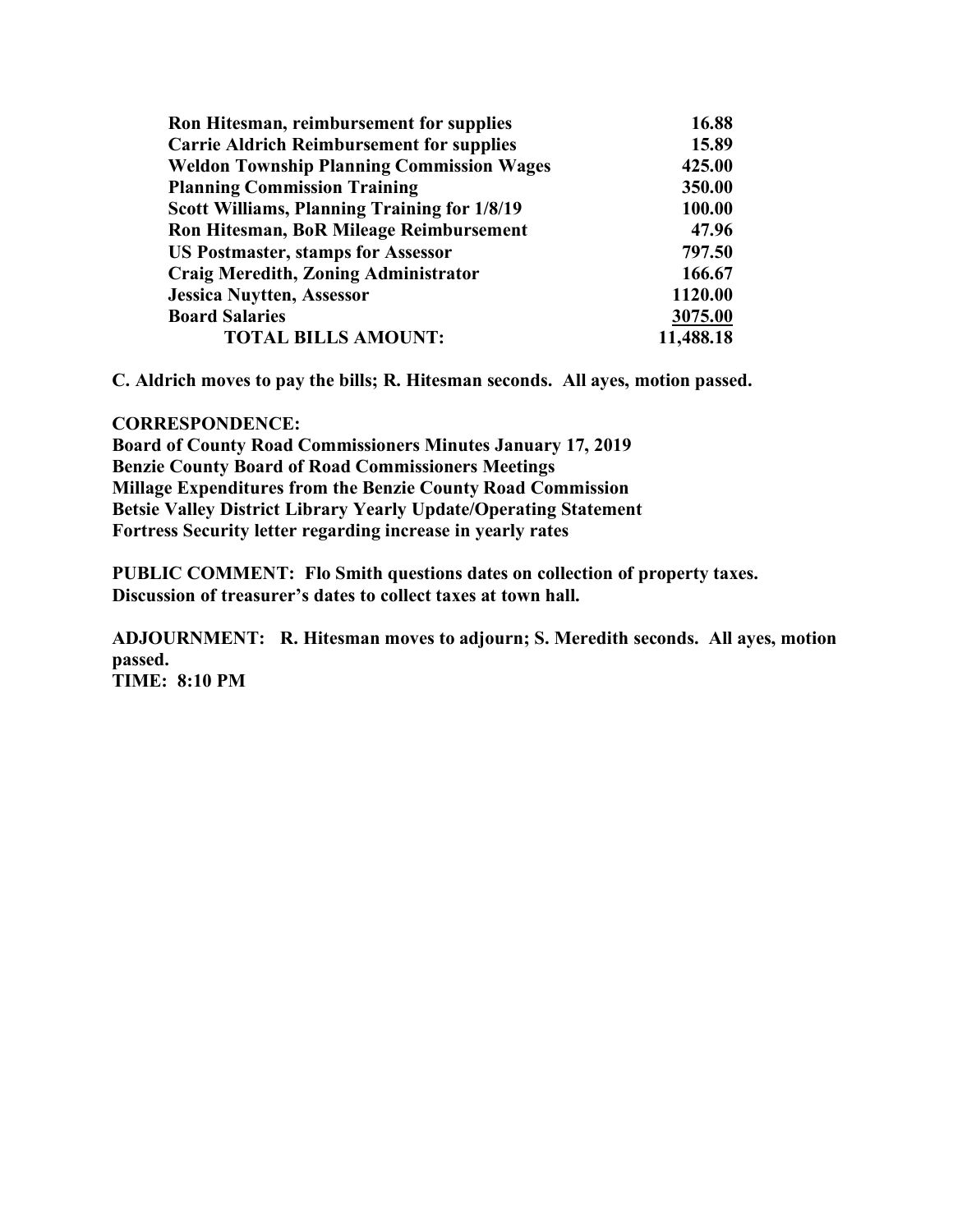| | |
|---|---|
| **Ron Hitesman, reimbursement for supplies** | **16.88** |
| **Carrie Aldrich Reimbursement for supplies** | **15.89** |
| **Weldon Township Planning Commission Wages** | **425.00** |
| **Planning Commission Training** | **350.00** |
| **Scott Williams, Planning Training for 1/8/19** | **100.00** |
| **Ron Hitesman, BoR Mileage Reimbursement** | **47.96** |
| **US Postmaster, stamps for Assessor** | **797.50** |
| **Craig Meredith, Zoning Administrator** | **166.67** |
| **Jessica Nuytten, Assessor** | **1120.00** |
| **Board Salaries** | **3075.00** |
| **TOTAL BILLS AMOUNT:** | **11,488.18** |

**C. Aldrich moves to pay the bills; R. Hitesman seconds. All ayes, motion passed.**

**CORRESPONDENCE:**
**Board of County Road Commissioners Minutes January 17, 2019**
**Benzie County Board of Road Commissioners Meetings**
**Millage Expenditures from the Benzie County Road Commission**
**Betsie Valley District Library Yearly Update/Operating Statement**
**Fortress Security letter regarding increase in yearly rates**

**PUBLIC COMMENT: Flo Smith questions dates on collection of property taxes. Discussion of treasurer's dates to collect taxes at town hall.**

**ADJOURNMENT: R. Hitesman moves to adjourn; S. Meredith seconds. All ayes, motion passed.**
**TIME: 8:10 PM**